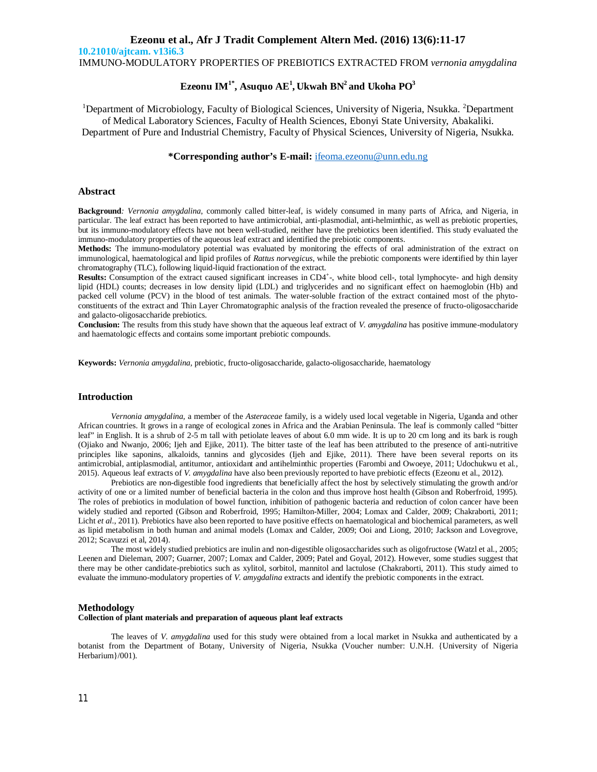10.21010/ajtcam. v13i6.3

# IMMUNO-MODULATORY PROPERTIES OF PREBIOTICS EXTRACTED FROM *vernonia amygdalina*

**Ezeonu IM[1*], Asuquo AE[1], Ukwah BN[2] and Ukoha PO[3]**

[1]Department of Microbiology, Faculty of Biological Sciences, University of Nigeria, Nsukka. [2]Department of Medical Laboratory Sciences, Faculty of Health Sciences, Ebonyi State University, Abakaliki. Department of Pure and Industrial Chemistry, Faculty of Physical Sciences, University of Nigeria, Nsukka.

**\*Corresponding author's E-mail:** ifeoma.ezeonu@unn.edu.ng

## Abstract

**Background***:* *Vernonia amygdalina,* commonly called bitter-leaf, is widely consumed in many parts of Africa, and Nigeria, in particular. The leaf extract has been reported to have antimicrobial, anti-plasmodial, anti-helminthic, as well as prebiotic properties, but its immuno-modulatory effects have not been well-studied, neither have the prebiotics been identified. This study evaluated the immuno-modulatory properties of the aqueous leaf extract and identified the prebiotic components.

**Methods:** The immuno-modulatory potential was evaluated by monitoring the effects of oral administration of the extract on immunological, haematological and lipid profiles of *Rattus norvegicus*, while the prebiotic components were identified by thin layer chromatography (TLC), following liquid-liquid fractionation of the extract.

**Results:** Consumption of the extract caused significant increases in $CD4^+$-, white blood cell-, total lymphocyte- and high density lipid (HDL) counts; decreases in low density lipid (LDL) and triglycerides and no significant effect on haemoglobin (Hb) and packed cell volume (PCV) in the blood of test animals. The water-soluble fraction of the extract contained most of the phyto-constituents of the extract and Thin Layer Chromatographic analysis of the fraction revealed the presence of fructo-oligosaccharide and galacto-oligosaccharide prebiotics.

**Conclusion:** The results from this study have shown that the aqueous leaf extract of *V. amygdalina* has positive immune-modulatory and haematologic effects and contains some important prebiotic compounds.

**Keywords:** *Vernonia amygdalina,* prebiotic, fructo-oligosaccharide, galacto-oligosaccharide, haematology

## Introduction

*Vernonia amygdalina,* a member of the *Asteraceae* family, is a widely used local vegetable in Nigeria, Uganda and other African countries. It grows in a range of ecological zones in Africa and the Arabian Peninsula. The leaf is commonly called "bitter leaf" in English. It is a shrub of 2-5 m tall with petiolate leaves of about 6.0 mm wide. It is up to 20 cm long and its bark is rough (Ojiako and Nwanjo, 2006; Ijeh and Ejike, 2011). The bitter taste of the leaf has been attributed to the presence of anti-nutritive principles like saponins, alkaloids, tannins and glycosides (Ijeh and Ejike, 2011). There have been several reports on its antimicrobial, antiplasmodial, antitumor, antioxidant and antihelminthic properties (Farombi and Owoeye, 2011; Udochukwu et al., 2015). Aqueous leaf extracts of *V. amygdalina* have also been previously reported to have prebiotic effects (Ezeonu et al., 2012).

Prebiotics are non-digestible food ingredients that beneficially affect the host by selectively stimulating the growth and/or activity of one or a limited number of beneficial bacteria in the colon and thus improve host health (Gibson and Roberfroid, 1995). The roles of prebiotics in modulation of bowel function, inhibition of pathogenic bacteria and reduction of colon cancer have been widely studied and reported (Gibson and Roberfroid, 1995; Hamilton-Miller, 2004; Lomax and Calder, 2009; Chakraborti, 2011; Licht *et al*., 2011). Prebiotics have also been reported to have positive effects on haematological and biochemical parameters, as well as lipid metabolism in both human and animal models (Lomax and Calder, 2009; Ooi and Liong, 2010; Jackson and Lovegrove, 2012; Scavuzzi et al, 2014).

The most widely studied prebiotics are inulin and non-digestible oligosaccharides such as oligofructose (Watzl et al., 2005; Leenen and Dieleman, 2007; Guarner, 2007; Lomax and Calder, 2009; Patel and Goyal, 2012). However, some studies suggest that there may be other candidate-prebiotics such as xylitol, sorbitol, mannitol and lactulose (Chakraborti, 2011). This study aimed to evaluate the immuno-modulatory properties of *V. amygdalina* extracts and identify the prebiotic components in the extract.

## Methodology

### Collection of plant materials and preparation of aqueous plant leaf extracts

The leaves of *V. amygdalina* used for this study were obtained from a local market in Nsukka and authenticated by a botanist from the Department of Botany, University of Nigeria, Nsukka (Voucher number: U.N.H. {University of Nigeria Herbarium}/001).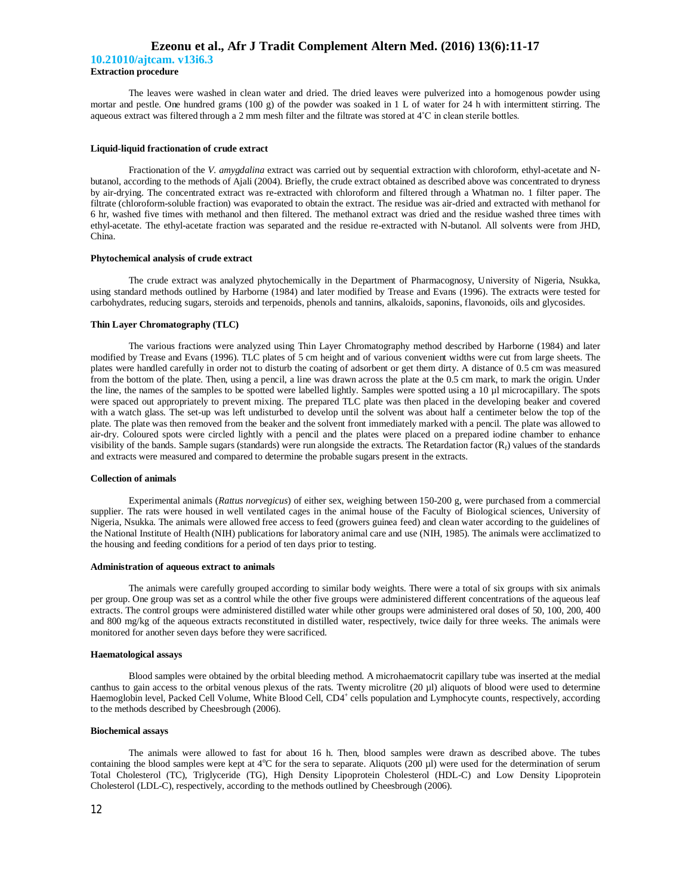### Extraction procedure

The leaves were washed in clean water and dried. The dried leaves were pulverized into a homogenous powder using mortar and pestle. One hundred grams (100 g) of the powder was soaked in 1 L of water for 24 h with intermittent stirring. The aqueous extract was filtered through a 2 mm mesh filter and the filtrate was stored at 4°C in clean sterile bottles.

### Liquid-liquid fractionation of crude extract

Fractionation of the *V. amygdalina* extract was carried out by sequential extraction with chloroform, ethyl-acetate and N-butanol, according to the methods of Ajali (2004). Briefly, the crude extract obtained as described above was concentrated to dryness by air-drying. The concentrated extract was re-extracted with chloroform and filtered through a Whatman no. 1 filter paper. The filtrate (chloroform-soluble fraction) was evaporated to obtain the extract. The residue was air-dried and extracted with methanol for 6 hr, washed five times with methanol and then filtered. The methanol extract was dried and the residue washed three times with ethyl-acetate. The ethyl-acetate fraction was separated and the residue re-extracted with N-butanol. All solvents were from JHD, China.

### Phytochemical analysis of crude extract

The crude extract was analyzed phytochemically in the Department of Pharmacognosy, University of Nigeria, Nsukka, using standard methods outlined by Harborne (1984) and later modified by Trease and Evans (1996). The extracts were tested for carbohydrates, reducing sugars, steroids and terpenoids, phenols and tannins, alkaloids, saponins, flavonoids, oils and glycosides.

### Thin Layer Chromatography (TLC)

The various fractions were analyzed using Thin Layer Chromatography method described by Harborne (1984) and later modified by Trease and Evans (1996). TLC plates of 5 cm height and of various convenient widths were cut from large sheets. The plates were handled carefully in order not to disturb the coating of adsorbent or get them dirty. A distance of 0.5 cm was measured from the bottom of the plate. Then, using a pencil, a line was drawn across the plate at the 0.5 cm mark, to mark the origin. Under the line, the names of the samples to be spotted were labelled lightly. Samples were spotted using a 10 µl microcapillary. The spots were spaced out appropriately to prevent mixing. The prepared TLC plate was then placed in the developing beaker and covered with a watch glass. The set-up was left undisturbed to develop until the solvent was about half a centimeter below the top of the plate. The plate was then removed from the beaker and the solvent front immediately marked with a pencil. The plate was allowed to air-dry. Coloured spots were circled lightly with a pencil and the plates were placed on a prepared iodine chamber to enhance visibility of the bands. Sample sugars (standards) were run alongside the extracts. The Retardation factor ($R_f$) values of the standards and extracts were measured and compared to determine the probable sugars present in the extracts.

### Collection of animals

Experimental animals (*Rattus norvegicus*) of either sex, weighing between 150-200 g, were purchased from a commercial supplier. The rats were housed in well ventilated cages in the animal house of the Faculty of Biological sciences, University of Nigeria, Nsukka. The animals were allowed free access to feed (growers guinea feed) and clean water according to the guidelines of the National Institute of Health (NIH) publications for laboratory animal care and use (NIH, 1985). The animals were acclimatized to the housing and feeding conditions for a period of ten days prior to testing.

### Administration of aqueous extract to animals

The animals were carefully grouped according to similar body weights. There were a total of six groups with six animals per group. One group was set as a control while the other five groups were administered different concentrations of the aqueous leaf extracts. The control groups were administered distilled water while other groups were administered oral doses of 50, 100, 200, 400 and 800 mg/kg of the aqueous extracts reconstituted in distilled water, respectively, twice daily for three weeks. The animals were monitored for another seven days before they were sacrificed.

### Haematological assays

Blood samples were obtained by the orbital bleeding method. A microhaematocrit capillary tube was inserted at the medial canthus to gain access to the orbital venous plexus of the rats. Twenty microlitre (20 µl) aliquots of blood were used to determine Haemoglobin level, Packed Cell Volume, White Blood Cell, $CD4^+$ cells population and Lymphocyte counts, respectively, according to the methods described by Cheesbrough (2006).

### Biochemical assays

The animals were allowed to fast for about 16 h. Then, blood samples were drawn as described above. The tubes containing the blood samples were kept at 4°C for the sera to separate. Aliquots (200 µl) were used for the determination of serum Total Cholesterol (TC), Triglyceride (TG), High Density Lipoprotein Cholesterol (HDL-C) and Low Density Lipoprotein Cholesterol (LDL-C), respectively, according to the methods outlined by Cheesbrough (2006).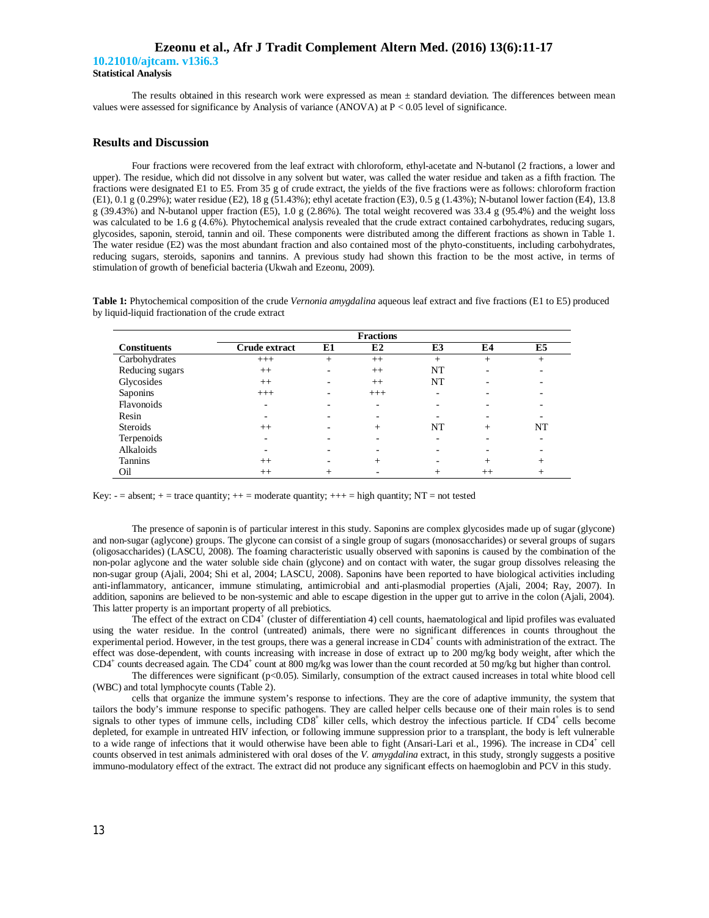**Statistical Analysis**

The results obtained in this research work were expressed as mean ± standard deviation. The differences between mean values were assessed for significance by Analysis of variance (ANOVA) at $P < 0.05$ level of significance.

## Results and Discussion

Four fractions were recovered from the leaf extract with chloroform, ethyl-acetate and N-butanol (2 fractions, a lower and upper). The residue, which did not dissolve in any solvent but water, was called the water residue and taken as a fifth fraction. The fractions were designated E1 to E5. From 35 g of crude extract, the yields of the five fractions were as follows: chloroform fraction (E1), 0.1 g (0.29%); water residue (E2), 18 g (51.43%); ethyl acetate fraction (E3), 0.5 g (1.43%); N-butanol lower faction (E4), 13.8 g (39.43%) and N-butanol upper fraction (E5), 1.0 g (2.86%). The total weight recovered was 33.4 g (95.4%) and the weight loss was calculated to be 1.6 g (4.6%). Phytochemical analysis revealed that the crude extract contained carbohydrates, reducing sugars, glycosides, saponin, steroid, tannin and oil. These components were distributed among the different fractions as shown in Table 1. The water residue (E2) was the most abundant fraction and also contained most of the phyto-constituents, including carbohydrates, reducing sugars, steroids, saponins and tannins. A previous study had shown this fraction to be the most active, in terms of stimulation of growth of beneficial bacteria (Ukwah and Ezeonu, 2009).

**Table 1:** Phytochemical composition of the crude *Vernonia amygdalina* aqueous leaf extract and five fractions (E1 to E5) produced by liquid-liquid fractionation of the crude extract

| | Fractions | | | | | |
|---|---|---|---|---|---|---|
| **Constituents** | **Crude extract** | **E1** | **E2** | **E3** | **E4** | **E5** |
| Carbohydrates | +++ | + | ++ | + | + | + |
| Reducing sugars | ++ | - | ++ | NT | - | - |
| Glycosides | ++ | - | ++ | NT | - | - |
| Saponins | +++ | - | +++ | - | - | - |
| Flavonoids | - | - | - | - | - | - |
| Resin | - | - | - | - | - | - |
| Steroids | ++ | - | + | NT | + | NT |
| Terpenoids | - | - | - | - | - | - |
| Alkaloids | - | - | - | - | - | - |
| Tannins | ++ | - | + | - | + | + |
| Oil | ++ | + | - | + | ++ | + |

Key: - = absent; + = trace quantity; ++ = moderate quantity; +++ = high quantity; NT = not tested

The presence of saponin is of particular interest in this study. Saponins are complex glycosides made up of sugar (glycone) and non-sugar (aglycone) groups. The glycone can consist of a single group of sugars (monosaccharides) or several groups of sugars (oligosaccharides) (LASCU, 2008). The foaming characteristic usually observed with saponins is caused by the combination of the non-polar aglycone and the water soluble side chain (glycone) and on contact with water, the sugar group dissolves releasing the non-sugar group (Ajali, 2004; Shi et al, 2004; LASCU, 2008). Saponins have been reported to have biological activities including anti-inflammatory, anticancer, immune stimulating, antimicrobial and anti-plasmodial properties (Ajali, 2004; Ray, 2007). In addition, saponins are believed to be non-systemic and able to escape digestion in the upper gut to arrive in the colon (Ajali, 2004). This latter property is an important property of all prebiotics.

The effect of the extract on $CD4^{+}$ (cluster of differentiation 4) cell counts, haematological and lipid profiles was evaluated using the water residue. In the control (untreated) animals, there were no significant differences in counts throughout the experimental period. However, in the test groups, there was a general increase in $CD4^{+}$ counts with administration of the extract. The effect was dose-dependent, with counts increasing with increase in dose of extract up to 200 mg/kg body weight, after which the $CD4^{+}$ counts decreased again. The $CD4^{+}$ count at 800 mg/kg was lower than the count recorded at 50 mg/kg but higher than control.

The differences were significant ($p<0.05$). Similarly, consumption of the extract caused increases in total white blood cell (WBC) and total lymphocyte counts (Table 2).

cells that organize the immune system's response to infections. They are the core of adaptive immunity, the system that tailors the body's immune response to specific pathogens. They are called helper cells because one of their main roles is to send signals to other types of immune cells, including $CD8^{+}$ killer cells, which destroy the infectious particle. If $CD4^{+}$ cells become depleted, for example in untreated HIV infection, or following immune suppression prior to a transplant, the body is left vulnerable to a wide range of infections that it would otherwise have been able to fight (Ansari-Lari et al., 1996). The increase in $CD4^{+}$ cell counts observed in test animals administered with oral doses of the *V. amygdalina* extract, in this study, strongly suggests a positive immuno-modulatory effect of the extract. The extract did not produce any significant effects on haemoglobin and PCV in this study.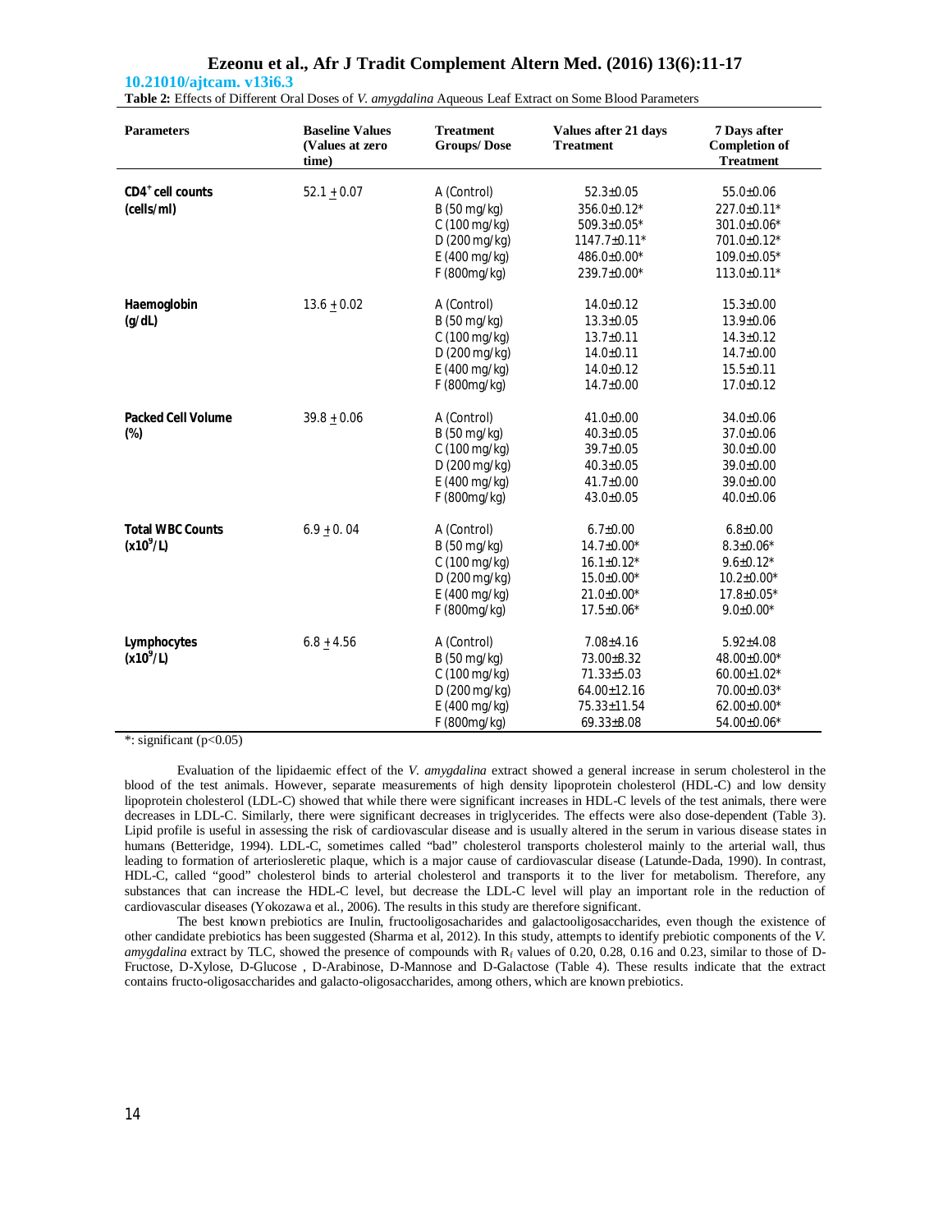**Table 2:** Effects of Different Oral Doses of *V. amygdalina* Aqueous Leaf Extract on Some Blood Parameters

| Parameters | Baseline Values (Values at zero time) | Treatment Groups/ Dose | Values after 21 days Treatment | 7 Days after Completion of Treatment |
|---|---|---|---|---|
| **$CD4^+$ cell counts (cells/ml)** | 52.1 ± 0.07 | A (Control) | 52.3±0.05 | 55.0±0.06 |
| | | B (50 mg/kg) | 356.0±0.12* | 227.0±0.11* |
| | | C (100 mg/kg) | 509.3±0.05* | 301.0±0.06* |
| | | D (200 mg/kg) | 1147.7±0.11* | 701.0±0.12* |
| | | E (400 mg/kg) | 486.0±0.00* | 109.0±0.05* |
| | | F (800mg/kg) | 239.7±0.00* | 113.0±0.11* |
| **Haemoglobin (g/dL)** | 13.6 ± 0.02 | A (Control) | 14.0±0.12 | 15.3±0.00 |
| | | B (50 mg/kg) | 13.3±0.05 | 13.9±0.06 |
| | | C (100 mg/kg) | 13.7±0.11 | 14.3±0.12 |
| | | D (200 mg/kg) | 14.0±0.11 | 14.7±0.00 |
| | | E (400 mg/kg) | 14.0±0.12 | 15.5±0.11 |
| | | F (800mg/kg) | 14.7±0.00 | 17.0±0.12 |
| **Packed Cell Volume (%)** | 39.8 ± 0.06 | A (Control) | 41.0±0.00 | 34.0±0.06 |
| | | B (50 mg/kg) | 40.3±0.05 | 37.0±0.06 |
| | | C (100 mg/kg) | 39.7±0.05 | 30.0±0.00 |
| | | D (200 mg/kg) | 40.3±0.05 | 39.0±0.00 |
| | | E (400 mg/kg) | 41.7±0.00 | 39.0±0.00 |
| | | F (800mg/kg) | 43.0±0.05 | 40.0±0.06 |
| **Total WBC Counts ($x10^9$/L)** | 6.9 ± 0. 04 | A (Control) | 6.7±0.00 | 6.8±0.00 |
| | | B (50 mg/kg) | 14.7±0.00* | 8.3±0.06* |
| | | C (100 mg/kg) | 16.1±0.12* | 9.6±0.12* |
| | | D (200 mg/kg) | 15.0±0.00* | 10.2±0.00* |
| | | E (400 mg/kg) | 21.0±0.00* | 17.8±0.05* |
| | | F (800mg/kg) | 17.5±0.06* | 9.0±0.00* |
| **Lymphocytes ($x10^9$/L)** | 6.8 ± 4.56 | A (Control) | 7.08±4.16 | 5.92±4.08 |
| | | B (50 mg/kg) | 73.00±8.32 | 48.00±0.00* |
| | | C (100 mg/kg) | 71.33±5.03 | 60.00±1.02* |
| | | D (200 mg/kg) | 64.00±12.16 | 70.00±0.03* |
| | | E (400 mg/kg) | 75.33±11.54 | 62.00±0.00* |
| | | F (800mg/kg) | 69.33±8.08 | 54.00±0.06* |

*: significant ($p<0.05$)

Evaluation of the lipidaemic effect of the *V. amygdalina* extract showed a general increase in serum cholesterol in the blood of the test animals. However, separate measurements of high density lipoprotein cholesterol (HDL-C) and low density lipoprotein cholesterol (LDL-C) showed that while there were significant increases in HDL-C levels of the test animals, there were decreases in LDL-C. Similarly, there were significant decreases in triglycerides. The effects were also dose-dependent (Table 3). Lipid profile is useful in assessing the risk of cardiovascular disease and is usually altered in the serum in various disease states in humans (Betteridge, 1994). LDL-C, sometimes called "bad" cholesterol transports cholesterol mainly to the arterial wall, thus leading to formation of arteriosleretic plaque, which is a major cause of cardiovascular disease (Latunde-Dada, 1990). In contrast, HDL-C, called "good" cholesterol binds to arterial cholesterol and transports it to the liver for metabolism. Therefore, any substances that can increase the HDL-C level, but decrease the LDL-C level will play an important role in the reduction of cardiovascular diseases (Yokozawa et al., 2006). The results in this study are therefore significant.

The best known prebiotics are Inulin, fructooligosacharides and galactooligosaccharides, even though the existence of other candidate prebiotics has been suggested (Sharma et al, 2012). In this study, attempts to identify prebiotic components of the *V. amygdalina* extract by TLC, showed the presence of compounds with $R_f$ values of 0.20, 0.28, 0.16 and 0.23, similar to those of D-Fructose, D-Xylose, D-Glucose , D-Arabinose, D-Mannose and D-Galactose (Table 4). These results indicate that the extract contains fructo-oligosaccharides and galacto-oligosaccharides, among others, which are known prebiotics.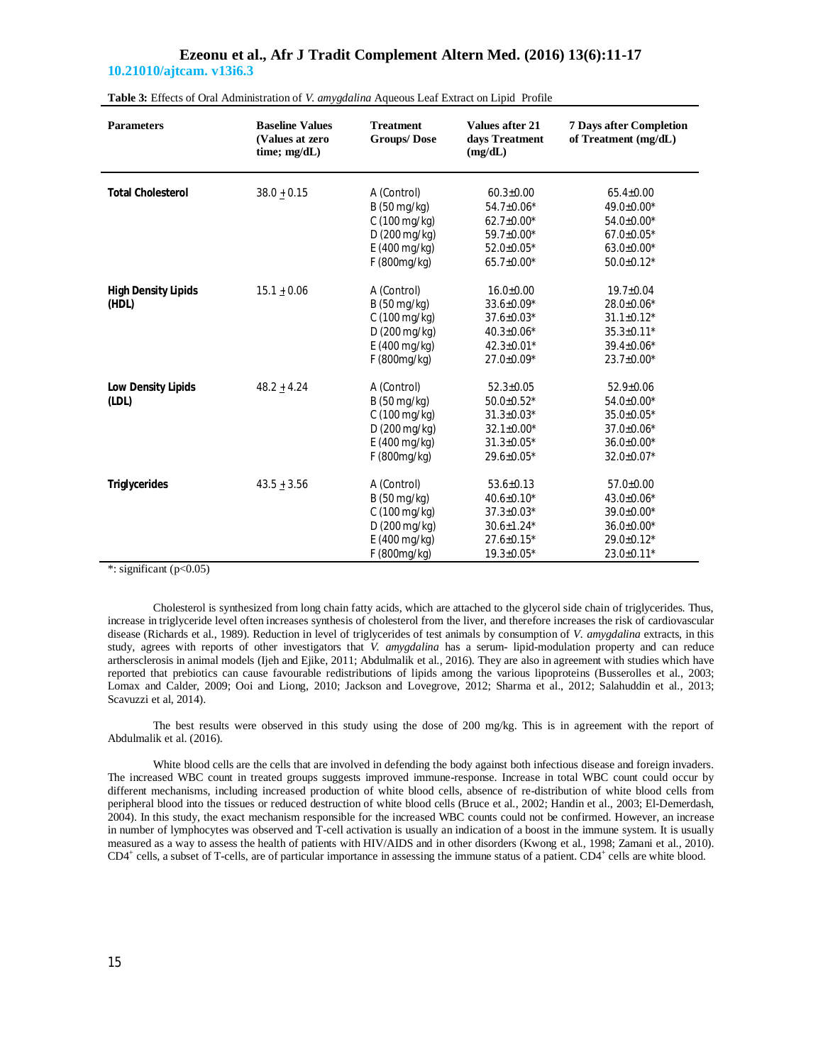**Table 3:** Effects of Oral Administration of *V. amygdalina* Aqueous Leaf Extract on Lipid Profile

| Parameters | Baseline Values (Values at zero time; mg/dL) | Treatment Groups/ Dose | Values after 21 days Treatment (mg/dL) | 7 Days after Completion of Treatment (mg/dL) |
|---|---|---|---|---|
| **Total Cholesterol** | 38.0 ± 0.15 | A (Control) | 60.3±0.00 | 65.4±0.00 |
| | | B (50 mg/kg) | 54.7±0.06* | 49.0±0.00* |
| | | C (100 mg/kg) | 62.7±0.00* | 54.0±0.00* |
| | | D (200 mg/kg) | 59.7±0.00* | 67.0±0.05* |
| | | E (400 mg/kg) | 52.0±0.05* | 63.0±0.00* |
| | | F (800mg/kg) | 65.7±0.00* | 50.0±0.12* |
| **High Density Lipids (HDL)** | 15.1 ± 0.06 | A (Control) | 16.0±0.00 | 19.7±0.04 |
| | | B (50 mg/kg) | 33.6±0.09* | 28.0±0.06* |
| | | C (100 mg/kg) | 37.6±0.03* | 31.1±0.12* |
| | | D (200 mg/kg) | 40.3±0.06* | 35.3±0.11* |
| | | E (400 mg/kg) | 42.3±0.01* | 39.4±0.06* |
| | | F (800mg/kg) | 27.0±0.09* | 23.7±0.00* |
| **Low Density Lipids (LDL)** | 48.2 ± 4.24 | A (Control) | 52.3±0.05 | 52.9±0.06 |
| | | B (50 mg/kg) | 50.0±0.52* | 54.0±0.00* |
| | | C (100 mg/kg) | 31.3±0.03* | 35.0±0.05* |
| | | D (200 mg/kg) | 32.1±0.00* | 37.0±0.06* |
| | | E (400 mg/kg) | 31.3±0.05* | 36.0±0.00* |
| | | F (800mg/kg) | 29.6±0.05* | 32.0±0.07* |
| **Triglycerides** | 43.5 ± 3.56 | A (Control) | 53.6±0.13 | 57.0±0.00 |
| | | B (50 mg/kg) | 40.6±0.10* | 43.0±0.06* |
| | | C (100 mg/kg) | 37.3±0.03* | 39.0±0.00* |
| | | D (200 mg/kg) | 30.6±1.24* | 36.0±0.00* |
| | | E (400 mg/kg) | 27.6±0.15* | 29.0±0.12* |
| | | F (800mg/kg) | 19.3±0.05* | 23.0±0.11* |

*: significant ($p<0.05$)

Cholesterol is synthesized from long chain fatty acids, which are attached to the glycerol side chain of triglycerides. Thus, increase in triglyceride level often increases synthesis of cholesterol from the liver, and therefore increases the risk of cardiovascular disease (Richards et al., 1989). Reduction in level of triglycerides of test animals by consumption of *V. amygdalina* extracts, in this study, agrees with reports of other investigators that *V. amygdalina* has a serum- lipid-modulation property and can reduce arthersclerosis in animal models (Ijeh and Ejike, 2011; Abdulmalik et al., 2016). They are also in agreement with studies which have reported that prebiotics can cause favourable redistributions of lipids among the various lipoproteins (Busserolles et al., 2003; Lomax and Calder, 2009; Ooi and Liong, 2010; Jackson and Lovegrove, 2012; Sharma et al., 2012; Salahuddin et al., 2013; Scavuzzi et al, 2014).

The best results were observed in this study using the dose of 200 mg/kg. This is in agreement with the report of Abdulmalik et al. (2016).

White blood cells are the cells that are involved in defending the body against both infectious disease and foreign invaders. The increased WBC count in treated groups suggests improved immune-response. Increase in total WBC count could occur by different mechanisms, including increased production of white blood cells, absence of re-distribution of white blood cells from peripheral blood into the tissues or reduced destruction of white blood cells (Bruce et al., 2002; Handin et al., 2003; El-Demerdash, 2004). In this study, the exact mechanism responsible for the increased WBC counts could not be confirmed. However, an increase in number of lymphocytes was observed and T-cell activation is usually an indication of a boost in the immune system. It is usually measured as a way to assess the health of patients with HIV/AIDS and in other disorders (Kwong et al., 1998; Zamani et al., 2010). $CD4^+$ cells, a subset of T-cells, are of particular importance in assessing the immune status of a patient. $CD4^+$ cells are white blood.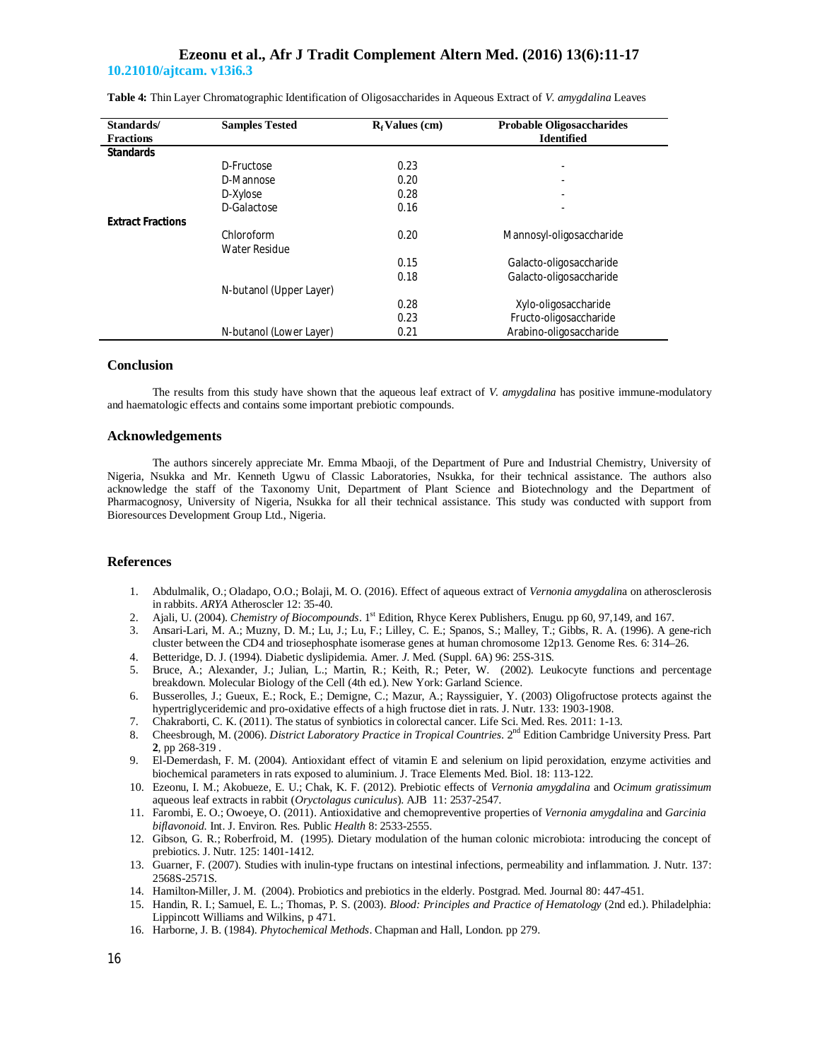**Table 4:** Thin Layer Chromatographic Identification of Oligosaccharides in Aqueous Extract of *V. amygdalina* Leaves

| Standards/ Fractions | Samples Tested | $R_f$ Values (cm) | Probable Oligosaccharides Identified |
|---|---|---|---|
| **Standards** | | | |
| | D-Fructose | 0.23 | - |
| | D-Mannose | 0.20 | - |
| | D-Xylose | 0.28 | - |
| | D-Galactose | 0.16 | - |
| **Extract Fractions** | | | |
| | Chloroform | 0.20 | Mannosyl-oligosaccharide |
| | Water Residue | | |
| | | 0.15 | Galacto-oligosaccharide |
| | | 0.18 | Galacto-oligosaccharide |
| | N-butanol (Upper Layer) | | |
| | | 0.28 | Xylo-oligosaccharide |
| | | 0.23 | Fructo-oligosaccharide |
| | N-butanol (Lower Layer) | 0.21 | Arabino-oligosaccharide |

## Conclusion

The results from this study have shown that the aqueous leaf extract of *V. amygdalina* has positive immune-modulatory and haematologic effects and contains some important prebiotic compounds.

## Acknowledgements

The authors sincerely appreciate Mr. Emma Mbaoji, of the Department of Pure and Industrial Chemistry, University of Nigeria, Nsukka and Mr. Kenneth Ugwu of Classic Laboratories, Nsukka, for their technical assistance. The authors also acknowledge the staff of the Taxonomy Unit, Department of Plant Science and Biotechnology and the Department of Pharmacognosy, University of Nigeria, Nsukka for all their technical assistance. This study was conducted with support from Bioresources Development Group Ltd., Nigeria.

## References

1. Abdulmalik, O.; Oladapo, O.O.; Bolaji, M. O. (2016). Effect of aqueous extract of *Vernonia amygdalin*a on atherosclerosis in rabbits. *ARYA* Atheroscler 12: 35-40.
2. Ajali, U. (2004). *Chemistry of Biocompounds*. 1st Edition, Rhyce Kerex Publishers, Enugu. pp 60, 97,149, and 167.
3. Ansari-Lari, M. A.; Muzny, D. M.; Lu, J.; Lu, F.; Lilley, C. E.; Spanos, S.; Malley, T.; Gibbs, R. A. (1996). A gene-rich cluster between the CD4 and triosephosphate isomerase genes at human chromosome 12p13. Genome Res. 6: 314–26.
4. Betteridge, D. J. (1994). Diabetic dyslipidemia. Amer. *J.* Med. (Suppl. 6A) 96: 25S-31S.
5. Bruce, A.; Alexander, J.; Julian, L.; Martin, R.; Keith, R.; Peter, W. (2002). Leukocyte functions and percentage breakdown. Molecular Biology of the Cell (4th ed.). New York: Garland Science.
6. Busserolles, J.; Gueux, E.; Rock, E.; Demigne, C.; Mazur, A.; Rayssiguier, Y. (2003) Oligofructose protects against the hypertriglyceridemic and pro-oxidative effects of a high fructose diet in rats. J. Nutr. 133: 1903-1908.
7. Chakraborti, C. K. (2011). The status of synbiotics in colorectal cancer. Life Sci. Med. Res. 2011: 1-13.
8. Cheesbrough, M. (2006). *District Laboratory Practice in Tropical Countries*. 2nd Edition Cambridge University Press. Part **2**, pp 268-319 .
9. El-Demerdash, F. M. (2004). Antioxidant effect of vitamin E and selenium on lipid peroxidation, enzyme activities and biochemical parameters in rats exposed to aluminium. J. Trace Elements Med. Biol. 18: 113-122.
10. Ezeonu, I. M.; Akobueze, E. U.; Chak, K. F. (2012). Prebiotic effects of *Vernonia amygdalina* and *Ocimum gratissimum* aqueous leaf extracts in rabbit (*Oryctolagus cuniculus*). AJB 11: 2537-2547.
11. Farombi, E. O.; Owoeye, O. (2011). Antioxidative and chemopreventive properties of *Vernonia amygdalina* and *Garcinia biflavonoid*. Int. J. Environ. Res. Public *Health* 8: 2533-2555.
12. Gibson, G. R.; Roberfroid, M. (1995). Dietary modulation of the human colonic microbiota: introducing the concept of prebiotics. J. Nutr. 125: 1401-1412.
13. Guarner, F. (2007). Studies with inulin-type fructans on intestinal infections, permeability and inflammation. J. Nutr. 137: 2568S-2571S.
14. Hamilton-Miller, J. M. (2004). Probiotics and prebiotics in the elderly. Postgrad. Med. Journal 80: 447-451.
15. Handin, R. I.; Samuel, E. L.; Thomas, P. S. (2003). *Blood: Principles and Practice of Hematology* (2nd ed.). Philadelphia: Lippincott Williams and Wilkins, p 471.
16. Harborne, J. B. (1984). *Phytochemical Methods*. Chapman and Hall, London. pp 279.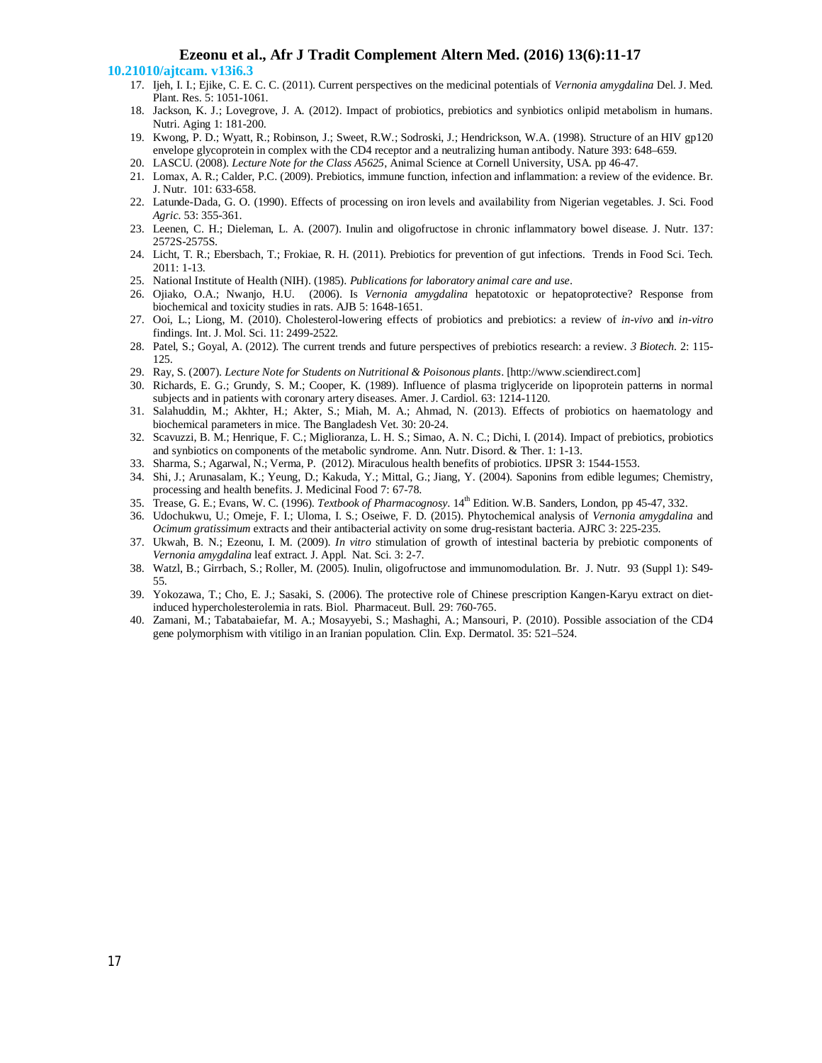17. Ijeh, I. I.; Ejike, C. E. C. C. (2011). Current perspectives on the medicinal potentials of *Vernonia amygdalina* Del. J. Med. Plant. Res. 5: 1051-1061.
18. Jackson, K. J.; Lovegrove, J. A. (2012). Impact of probiotics, prebiotics and synbiotics onlipid metabolism in humans. Nutri. Aging 1: 181-200.
19. Kwong, P. D.; Wyatt, R.; Robinson, J.; Sweet, R.W.; Sodroski, J.; Hendrickson, W.A. (1998). Structure of an HIV gp120 envelope glycoprotein in complex with the CD4 receptor and a neutralizing human antibody. Nature 393: 648–659.
20. LASCU. (2008). *Lecture Note for the Class A5625*, Animal Science at Cornell University, USA. pp 46-47.
21. Lomax, A. R.; Calder, P.C. (2009). Prebiotics, immune function, infection and inflammation: a review of the evidence. Br. J. Nutr. 101: 633-658.
22. Latunde-Dada, G. O. (1990). Effects of processing on iron levels and availability from Nigerian vegetables. J. Sci. Food *Agric*. 53: 355-361.
23. Leenen, C. H.; Dieleman, L. A. (2007). Inulin and oligofructose in chronic inflammatory bowel disease. J. Nutr. 137: 2572S-2575S.
24. Licht, T. R.; Ebersbach, T.; Frokiae, R. H. (2011). Prebiotics for prevention of gut infections. Trends in Food Sci. Tech. 2011: 1-13.
25. National Institute of Health (NIH). (1985). *Publications for laboratory animal care and use*.
26. Ojiako, O.A.; Nwanjo, H.U. (2006). Is *Vernonia amygdalina* hepatotoxic or hepatoprotective? Response from biochemical and toxicity studies in rats. AJB 5: 1648-1651.
27. Ooi, L.; Liong, M. (2010). Cholesterol-lowering effects of probiotics and prebiotics: a review of *in-vivo* and *in-vitro* findings. Int. J. Mol. Sci. 11: 2499-2522.
28. Patel, S.; Goyal, A. (2012). The current trends and future perspectives of prebiotics research: a review. *3 Biotech*. 2: 115-125.
29. Ray, S. (2007). *Lecture Note for Students on Nutritional & Poisonous plants*. [http://www.sciendirect.com]
30. Richards, E. G.; Grundy, S. M.; Cooper, K. (1989). Influence of plasma triglyceride on lipoprotein patterns in normal subjects and in patients with coronary artery diseases. Amer. J. Cardiol. 63: 1214-1120.
31. Salahuddin, M.; Akhter, H.; Akter, S.; Miah, M. A.; Ahmad, N. (2013). Effects of probiotics on haematology and biochemical parameters in mice. The Bangladesh Vet. 30: 20-24.
32. Scavuzzi, B. M.; Henrique, F. C.; Miglioranza, L. H. S.; Simao, A. N. C.; Dichi, I. (2014). Impact of prebiotics, probiotics and synbiotics on components of the metabolic syndrome. Ann. Nutr. Disord. & Ther. 1: 1-13.
33. Sharma, S.; Agarwal, N.; Verma, P. (2012). Miraculous health benefits of probiotics. IJPSR 3: 1544-1553.
34. Shi, J.; Arunasalam, K.; Yeung, D.; Kakuda, Y.; Mittal, G.; Jiang, Y. (2004). Saponins from edible legumes; Chemistry, processing and health benefits. J. Medicinal Food 7: 67-78.
35. Trease, G. E.; Evans, W. C. (1996). *Textbook of Pharmacognosy*. 14th Edition. W.B. Sanders, London, pp 45-47, 332.
36. Udochukwu, U.; Omeje, F. I.; Uloma, I. S.; Oseiwe, F. D. (2015). Phytochemical analysis of *Vernonia amygdalina* and *Ocimum gratissimum* extracts and their antibacterial activity on some drug-resistant bacteria. AJRC 3: 225-235.
37. Ukwah, B. N.; Ezeonu, I. M. (2009). *In vitro* stimulation of growth of intestinal bacteria by prebiotic components of *Vernonia amygdalina* leaf extract. J. Appl. Nat. Sci. 3: 2-7.
38. Watzl, B.; Girrbach, S.; Roller, M. (2005). Inulin, oligofructose and immunomodulation. Br. J. Nutr. 93 (Suppl 1): S49-55.
39. Yokozawa, T.; Cho, E. J.; Sasaki, S. (2006). The protective role of Chinese prescription Kangen-Karyu extract on diet-induced hypercholesterolemia in rats. Biol. Pharmaceut. Bull. 29: 760-765.
40. Zamani, M.; Tabatabaiefar, M. A.; Mosayyebi, S.; Mashaghi, A.; Mansouri, P. (2010). Possible association of the CD4 gene polymorphism with vitiligo in an Iranian population. Clin. Exp. Dermatol. 35: 521–524.